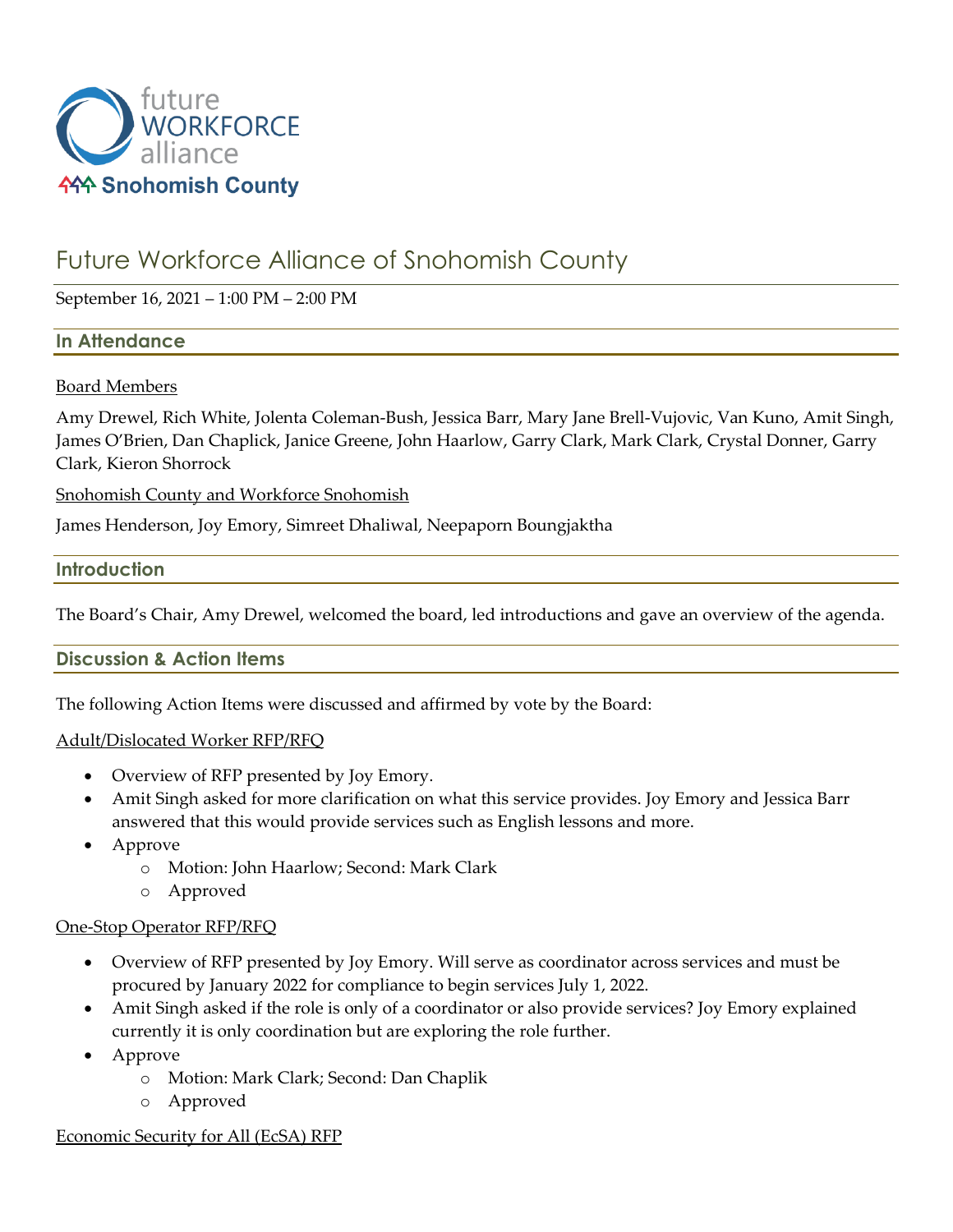# Future Workforce Alliance of Snohomish County

September 16, 2021 – 1:00 PM – 2:00 PM

## In Attendance

Board Members

Amy Drewel, Rich White, Jolenta Coleman-Bush, Jessica Barr, Mary Jane Brell-Vujovic, Van Kuno, Amit Singh, James O'Brien, Dan Chaplick, Janice Greene, John Haarlow, Garry Clark, Mark Clark, Crystal Donner, Garry Clark, Kieron Shorrock

Snohomish County and Workforce Snohomish

James Henderson, Joy Emory, Simreet Dhaliwal, Neepaporn Boungjaktha

## Introduction

The Board's Chair, Amy Drewel, welcomed the board, led introductions and gave an overview of the agenda.

## Discussion & Action Items

The following Action Items were discussed and affirmed by vote by the Board:

Adult/Dislocated Worker RFP/RFQ

- Overview of RFP presented by Joy Emory.
- Amit Singh asked for more clarification on what this service provides. Joy Emory and Jessica Barr answered that this would provide services such as English lessons and more.
- Approve
  - Motion: John Haarlow; Second: Mark Clark
  - Approved

One-Stop Operator RFP/RFQ

- Overview of RFP presented by Joy Emory. Will serve as coordinator across services and must be procured by January 2022 for compliance to begin services July 1, 2022.
- Amit Singh asked if the role is only of a coordinator or also provide services? Joy Emory explained currently it is only coordination but are exploring the role further.
- Approve
  - Motion: Mark Clark; Second: Dan Chaplik
  - Approved

Economic Security for All (EcSA) RFP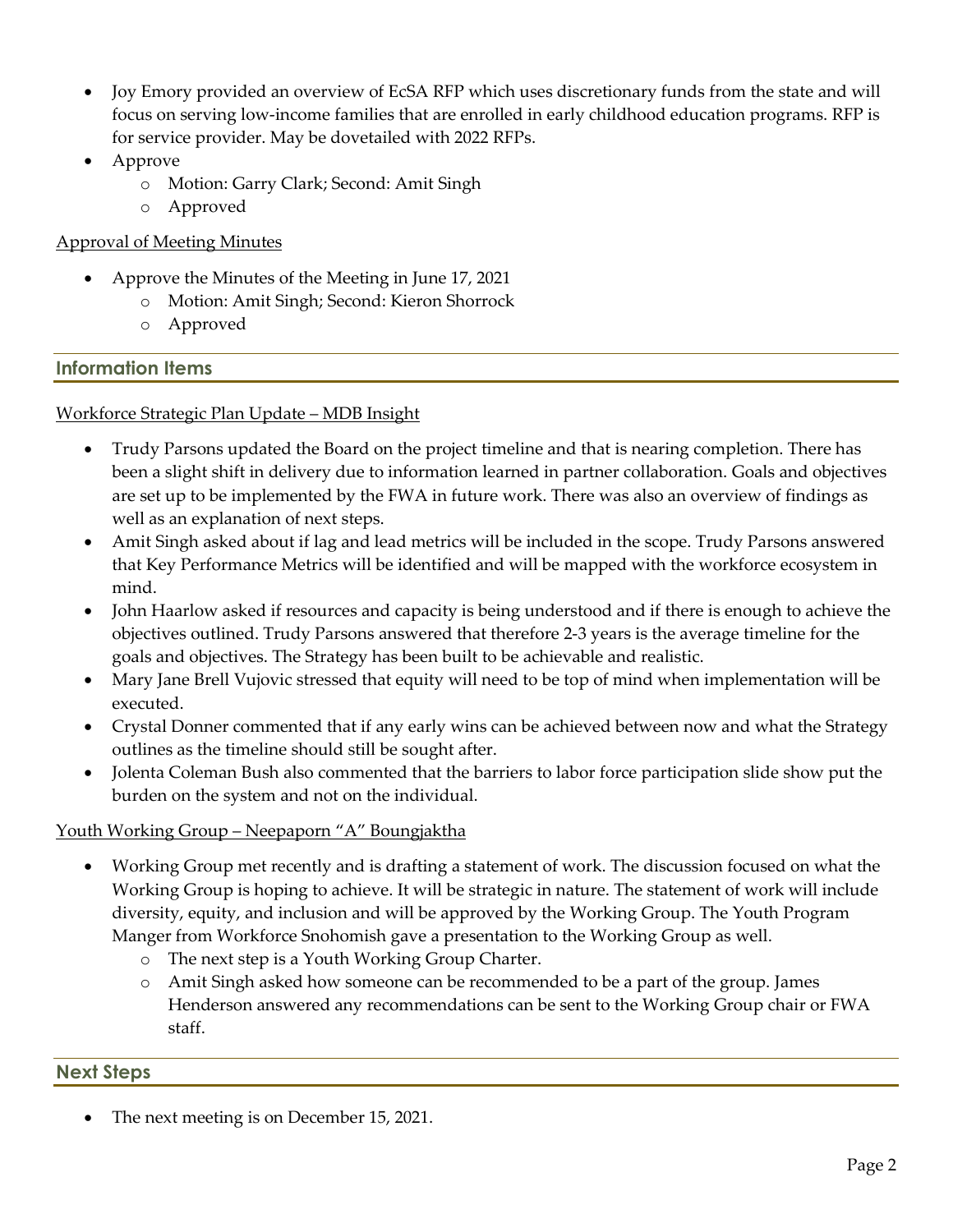- Joy Emory provided an overview of EcSA RFP which uses discretionary funds from the state and will focus on serving low-income families that are enrolled in early childhood education programs. RFP is for service provider. May be dovetailed with 2022 RFPs.
- Approve
  - Motion: Garry Clark; Second: Amit Singh
  - Approved

<u>Approval of Meeting Minutes</u>

- Approve the Minutes of the Meeting in June 17, 2021
  - Motion: Amit Singh; Second: Kieron Shorrock
  - Approved

## Information Items

<u>Workforce Strategic Plan Update – MDB Insight</u>

- Trudy Parsons updated the Board on the project timeline and that is nearing completion. There has been a slight shift in delivery due to information learned in partner collaboration. Goals and objectives are set up to be implemented by the FWA in future work. There was also an overview of findings as well as an explanation of next steps.
- Amit Singh asked about if lag and lead metrics will be included in the scope. Trudy Parsons answered that Key Performance Metrics will be identified and will be mapped with the workforce ecosystem in mind.
- John Haarlow asked if resources and capacity is being understood and if there is enough to achieve the objectives outlined. Trudy Parsons answered that therefore 2-3 years is the average timeline for the goals and objectives. The Strategy has been built to be achievable and realistic.
- Mary Jane Brell Vujovic stressed that equity will need to be top of mind when implementation will be executed.
- Crystal Donner commented that if any early wins can be achieved between now and what the Strategy outlines as the timeline should still be sought after.
- Jolenta Coleman Bush also commented that the barriers to labor force participation slide show put the burden on the system and not on the individual.

<u>Youth Working Group – Neepaporn "A" Boungjaktha</u>

- Working Group met recently and is drafting a statement of work. The discussion focused on what the Working Group is hoping to achieve. It will be strategic in nature. The statement of work will include diversity, equity, and inclusion and will be approved by the Working Group. The Youth Program Manger from Workforce Snohomish gave a presentation to the Working Group as well.
  - The next step is a Youth Working Group Charter.
  - Amit Singh asked how someone can be recommended to be a part of the group. James Henderson answered any recommendations can be sent to the Working Group chair or FWA staff.

## Next Steps

- The next meeting is on December 15, 2021.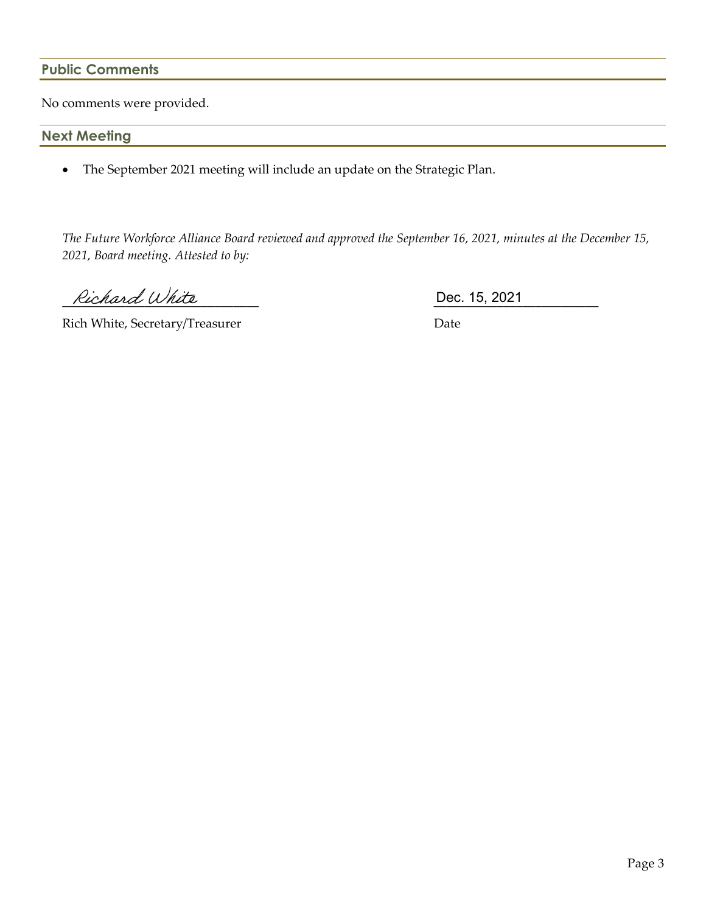## Public Comments

No comments were provided.

## Next Meeting

- The September 2021 meeting will include an update on the Strategic Plan.

*The Future Workforce Alliance Board reviewed and approved the September 16, 2021, minutes at the December 15, 2021, Board meeting. Attested to by:*

Richard White

Rich White, Secretary/Treasurer

Dec. 15, 2021

Date